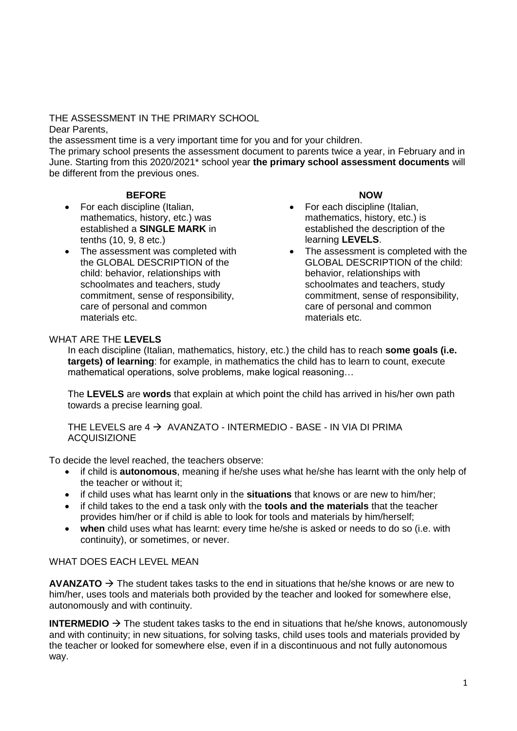# THE ASSESSMENT IN THE PRIMARY SCHOOL

Dear Parents,

the assessment time is a very important time for you and for your children.

The primary school presents the assessment document to parents twice a year, in February and in June. Starting from this 2020/2021* school year **the primary school assessment documents** will be different from the previous ones.

| **BEFORE** | **NOW** |
| --- | --- |
| • For each discipline (Italian, mathematics, history, etc.) was established a **SINGLE MARK** in tenths (10, 9, 8 etc.) | • For each discipline (Italian, mathematics, history, etc.) is established the description of the learning **LEVELS**. |
| • The assessment was completed with the GLOBAL DESCRIPTION of the child: behavior, relationships with schoolmates and teachers, study commitment, sense of responsibility, care of personal and common materials etc. | • The assessment is completed with the GLOBAL DESCRIPTION of the child: behavior, relationships with schoolmates and teachers, study commitment, sense of responsibility, care of personal and common materials etc. |

## WHAT ARE THE **LEVELS**

In each discipline (Italian, mathematics, history, etc.) the child has to reach **some goals (i.e. targets) of learning**: for example, in mathematics the child has to learn to count, execute mathematical operations, solve problems, make logical reasoning…

The **LEVELS** are **words** that explain at which point the child has arrived in his/her own path towards a precise learning goal.

THE LEVELS are 4 → AVANZATO - INTERMEDIO - BASE - IN VIA DI PRIMA ACQUISIZIONE

To decide the level reached, the teachers observe:

- if child is **autonomous**, meaning if he/she uses what he/she has learnt with the only help of the teacher or without it;
- if child uses what has learnt only in the **situations** that knows or are new to him/her;
- if child takes to the end a task only with the **tools and the materials** that the teacher provides him/her or if child is able to look for tools and materials by him/herself;
- **when** child uses what has learnt: every time he/she is asked or needs to do so (i.e. with continuity), or sometimes, or never.

## WHAT DOES EACH LEVEL MEAN

**AVANZATO** → The student takes tasks to the end in situations that he/she knows or are new to him/her, uses tools and materials both provided by the teacher and looked for somewhere else, autonomously and with continuity.

**INTERMEDIO** → The student takes tasks to the end in situations that he/she knows, autonomously and with continuity; in new situations, for solving tasks, child uses tools and materials provided by the teacher or looked for somewhere else, even if in a discontinuous and not fully autonomous way.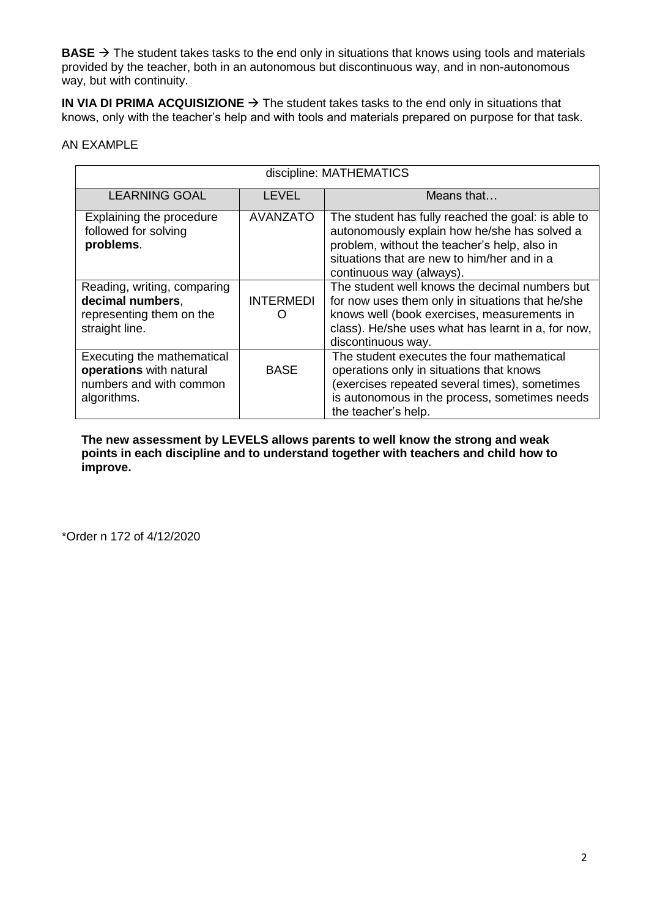**BASE** → The student takes tasks to the end only in situations that knows using tools and materials provided by the teacher, both in an autonomous but discontinuous way, and in non-autonomous way, but with continuity.

**IN VIA DI PRIMA ACQUISIZIONE** → The student takes tasks to the end only in situations that knows, only with the teacher's help and with tools and materials prepared on purpose for that task.

AN EXAMPLE

| discipline: MATHEMATICS | | |
|---|---|---|
| LEARNING GOAL | LEVEL | Means that… |
| Explaining the procedure followed for solving **problems**. | AVANZATO | The student has fully reached the goal: is able to autonomously explain how he/she has solved a problem, without the teacher's help, also in situations that are new to him/her and in a continuous way (always). |
| Reading, writing, comparing **decimal numbers**, representing them on the straight line. | INTERMEDIO | The student well knows the decimal numbers but for now uses them only in situations that he/she knows well (book exercises, measurements in class). He/she uses what has learnt in a, for now, discontinuous way. |
| Executing the mathematical **operations** with natural numbers and with common algorithms. | BASE | The student executes the four mathematical operations only in situations that knows (exercises repeated several times), sometimes is autonomous in the process, sometimes needs the teacher's help. |

**The new assessment by LEVELS allows parents to well know the strong and weak points in each discipline and to understand together with teachers and child how to improve.**

*Order n 172 of 4/12/2020